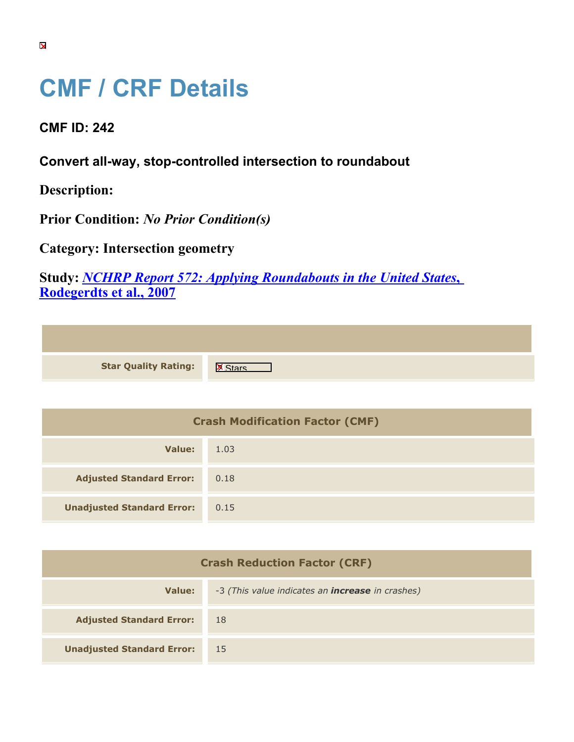# CMF / CRF Details

## CMF ID: 242

### Convert all-way, stop-controlled intersection to roundabout

**Description:**

**Prior Condition:** *No Prior Condition(s)*

**Category:** Intersection geometry

**Study:** *NCHRP Report 572: Applying Roundabouts in the United States, Rodegerdts et al., 2007*

| | |
|---|---|
| **Star Quality Rating:** | Stars |

| Crash Modification Factor (CMF) | |
|---|---|
| **Value:** | 1.03 |
| **Adjusted Standard Error:** | 0.18 |
| **Unadjusted Standard Error:** | 0.15 |

| Crash Reduction Factor (CRF) | |
|---|---|
| **Value:** | -3 *(This value indicates an **increase** in crashes)* |
| **Adjusted Standard Error:** | 18 |
| **Unadjusted Standard Error:** | 15 |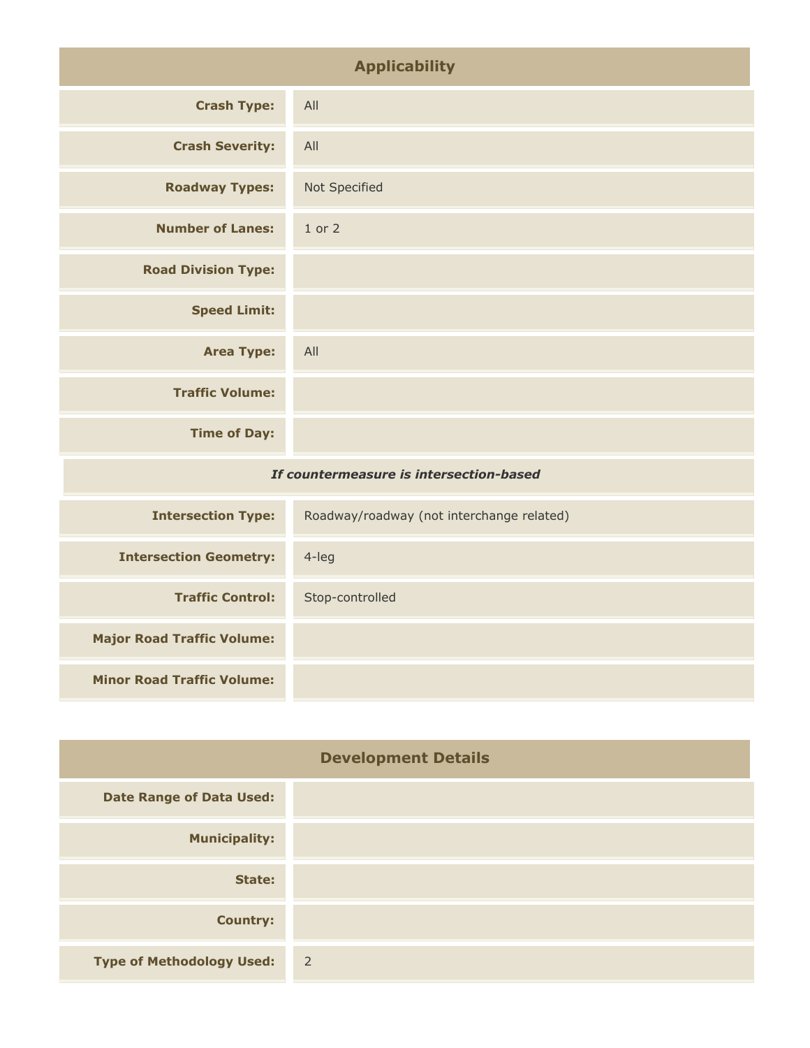## Applicability

| | |
|---|---|
| **Crash Type:** | All |
| **Crash Severity:** | All |
| **Roadway Types:** | Not Specified |
| **Number of Lanes:** | 1 or 2 |
| **Road Division Type:** | |
| **Speed Limit:** | |
| **Area Type:** | All |
| **Traffic Volume:** | |
| **Time of Day:** | |
| ***If countermeasure is intersection-based*** | |
| **Intersection Type:** | Roadway/roadway (not interchange related) |
| **Intersection Geometry:** | 4-leg |
| **Traffic Control:** | Stop-controlled |
| **Major Road Traffic Volume:** | |
| **Minor Road Traffic Volume:** | |

## Development Details

| | |
|---|---|
| **Date Range of Data Used:** | |
| **Municipality:** | |
| **State:** | |
| **Country:** | |
| **Type of Methodology Used:** | 2 |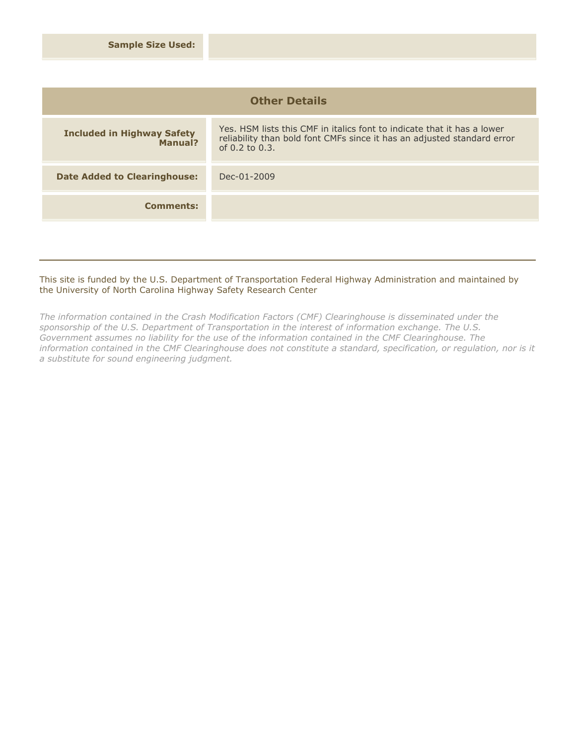| | |
|---|---|
| **Sample Size Used:** | |

| **Other Details** | |
|---|---|
| **Included in Highway Safety Manual?** | Yes. HSM lists this CMF in italics font to indicate that it has a lower reliability than bold font CMFs since it has an adjusted standard error of 0.2 to 0.3. |
| **Date Added to Clearinghouse:** | Dec-01-2009 |
| **Comments:** | |

---

This site is funded by the U.S. Department of Transportation Federal Highway Administration and maintained by the University of North Carolina Highway Safety Research Center

*The information contained in the Crash Modification Factors (CMF) Clearinghouse is disseminated under the sponsorship of the U.S. Department of Transportation in the interest of information exchange. The U.S. Government assumes no liability for the use of the information contained in the CMF Clearinghouse. The information contained in the CMF Clearinghouse does not constitute a standard, specification, or regulation, nor is it a substitute for sound engineering judgment.*